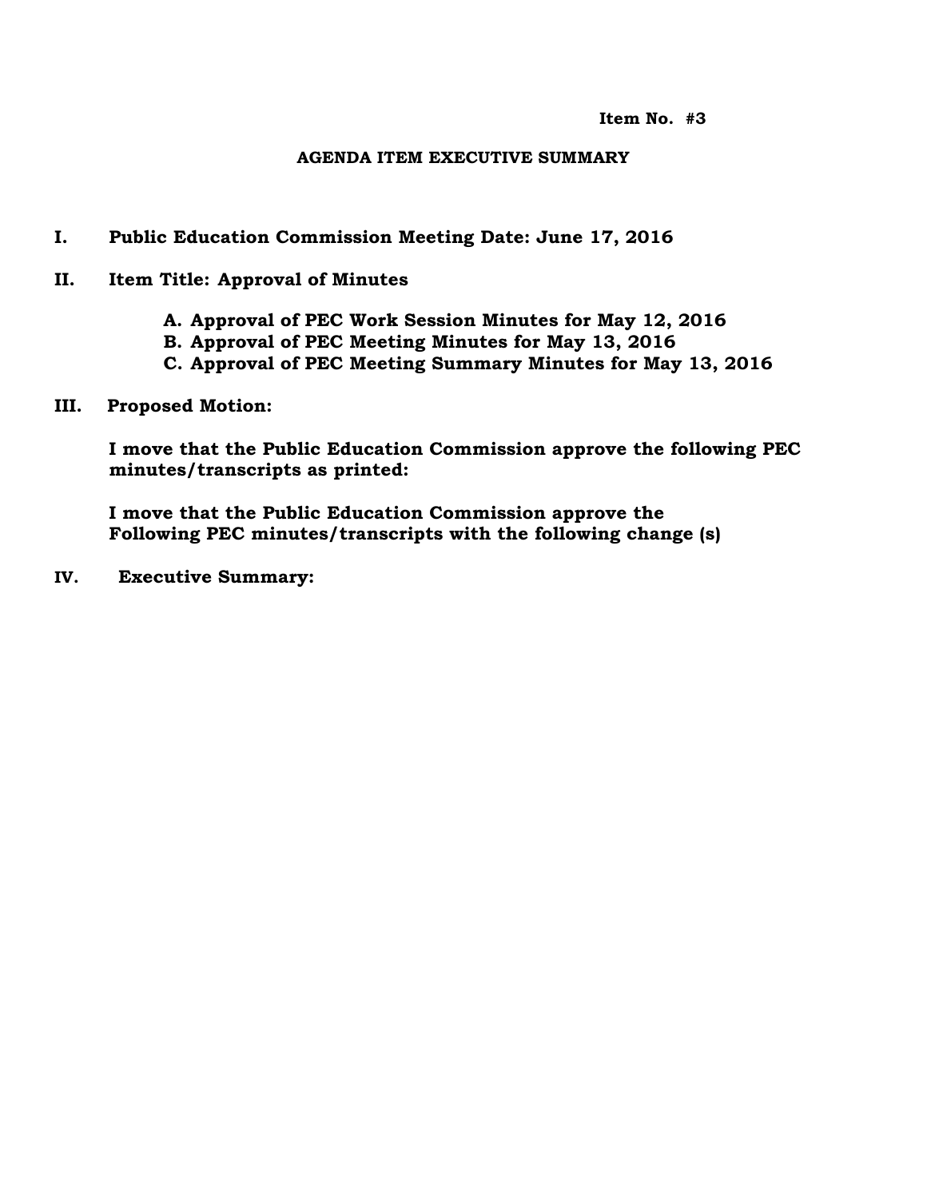**Item No. #3**

**AGENDA ITEM EXECUTIVE SUMMARY**

**I. Public Education Commission Meeting Date: June 17, 2016**

**II. Item Title: Approval of Minutes**

- **A. Approval of PEC Work Session Minutes for May 12, 2016**
- **B. Approval of PEC Meeting Minutes for May 13, 2016**
- **C. Approval of PEC Meeting Summary Minutes for May 13, 2016**

**III. Proposed Motion:**

**I move that the Public Education Commission approve the following PEC minutes/transcripts as printed:**

**I move that the Public Education Commission approve the Following PEC minutes/transcripts with the following change (s)**

**IV. Executive Summary:**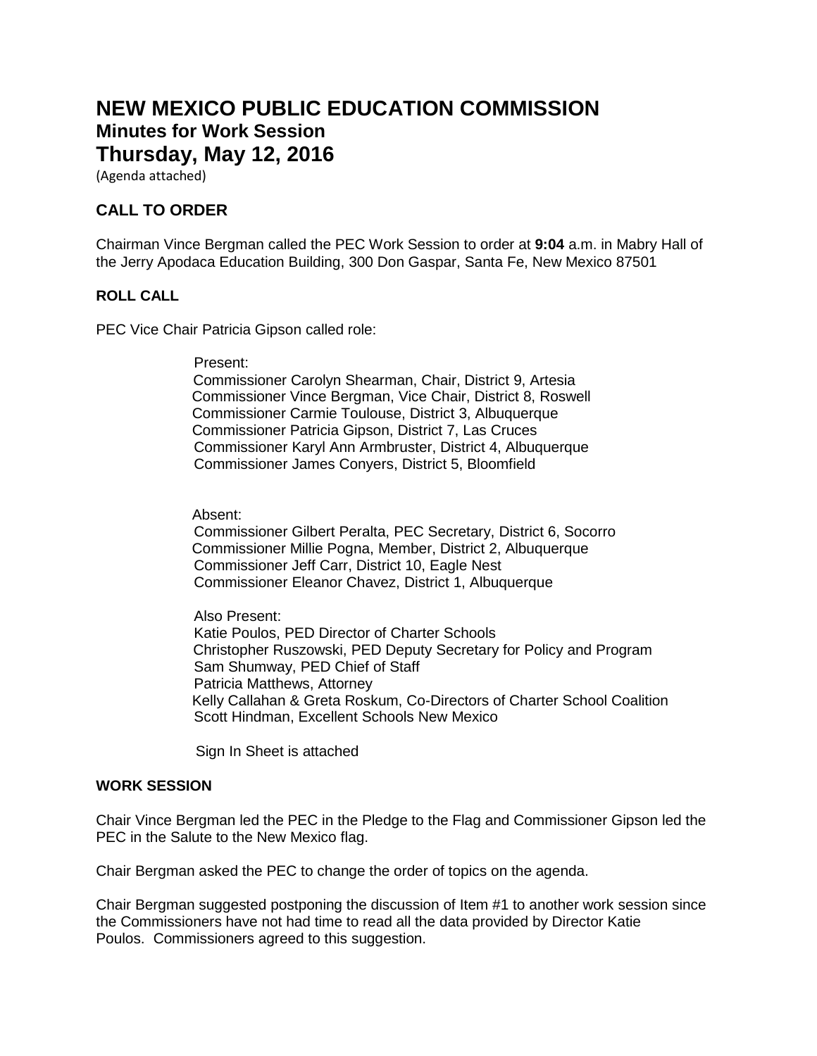# NEW MEXICO PUBLIC EDUCATION COMMISSION

## Minutes for Work Session

## Thursday, May 12, 2016

(Agenda attached)

### CALL TO ORDER

Chairman Vince Bergman called the PEC Work Session to order at **9:04** a.m. in Mabry Hall of the Jerry Apodaca Education Building, 300 Don Gaspar, Santa Fe, New Mexico 87501

#### ROLL CALL

PEC Vice Chair Patricia Gipson called role:

Present:
Commissioner Carolyn Shearman, Chair, District 9, Artesia
Commissioner Vince Bergman, Vice Chair, District 8, Roswell
Commissioner Carmie Toulouse, District 3, Albuquerque
Commissioner Patricia Gipson, District 7, Las Cruces
Commissioner Karyl Ann Armbruster, District 4, Albuquerque
Commissioner James Conyers, District 5, Bloomfield

Absent:
Commissioner Gilbert Peralta, PEC Secretary, District 6, Socorro
Commissioner Millie Pogna, Member, District 2, Albuquerque
Commissioner Jeff Carr, District 10, Eagle Nest
Commissioner Eleanor Chavez, District 1, Albuquerque

Also Present:
Katie Poulos, PED Director of Charter Schools
Christopher Ruszowski, PED Deputy Secretary for Policy and Program
Sam Shumway, PED Chief of Staff
Patricia Matthews, Attorney
Kelly Callahan & Greta Roskum, Co-Directors of Charter School Coalition
Scott Hindman, Excellent Schools New Mexico

Sign In Sheet is attached

#### WORK SESSION

Chair Vince Bergman led the PEC in the Pledge to the Flag and Commissioner Gipson led the PEC in the Salute to the New Mexico flag.

Chair Bergman asked the PEC to change the order of topics on the agenda.

Chair Bergman suggested postponing the discussion of Item #1 to another work session since the Commissioners have not had time to read all the data provided by Director Katie Poulos. Commissioners agreed to this suggestion.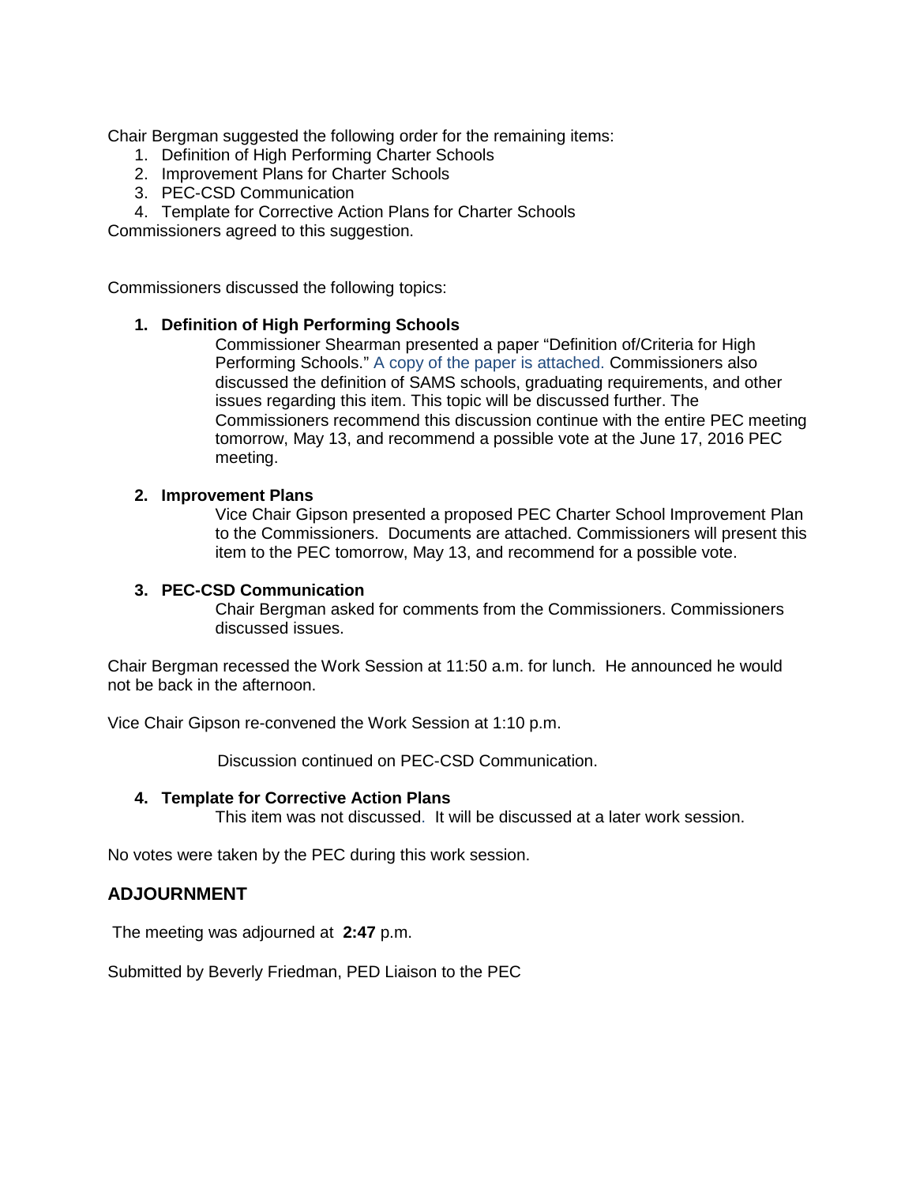Chair Bergman suggested the following order for the remaining items:

1. Definition of High Performing Charter Schools
2. Improvement Plans for Charter Schools
3. PEC-CSD Communication
4. Template for Corrective Action Plans for Charter Schools

Commissioners agreed to this suggestion.

Commissioners discussed the following topics:

1. **Definition of High Performing Schools**
   Commissioner Shearman presented a paper "Definition of/Criteria for High Performing Schools." A copy of the paper is attached. Commissioners also discussed the definition of SAMS schools, graduating requirements, and other issues regarding this item. This topic will be discussed further. The Commissioners recommend this discussion continue with the entire PEC meeting tomorrow, May 13, and recommend a possible vote at the June 17, 2016 PEC meeting.

2. **Improvement Plans**
   Vice Chair Gipson presented a proposed PEC Charter School Improvement Plan to the Commissioners. Documents are attached. Commissioners will present this item to the PEC tomorrow, May 13, and recommend for a possible vote.

3. **PEC-CSD Communication**
   Chair Bergman asked for comments from the Commissioners. Commissioners discussed issues.

Chair Bergman recessed the Work Session at 11:50 a.m. for lunch. He announced he would not be back in the afternoon.

Vice Chair Gipson re-convened the Work Session at 1:10 p.m.

Discussion continued on PEC-CSD Communication.

4. **Template for Corrective Action Plans**
   This item was not discussed. It will be discussed at a later work session.

No votes were taken by the PEC during this work session.

## ADJOURNMENT

The meeting was adjourned at **2:47** p.m.

Submitted by Beverly Friedman, PED Liaison to the PEC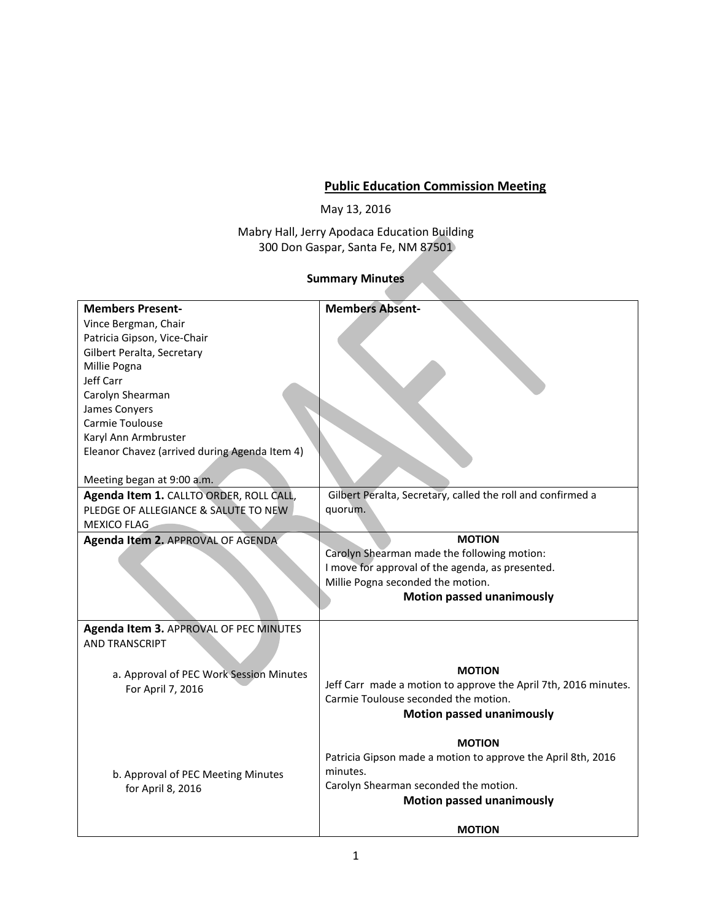## Public Education Commission Meeting

May 13, 2016

Mabry Hall, Jerry Apodaca Education Building
300 Don Gaspar, Santa Fe, NM 87501

### Summary Minutes

| **Members Present-** | **Members Absent-** |
|---|---|
| Vince Bergman, Chair<br>Patricia Gipson, Vice-Chair<br>Gilbert Peralta, Secretary<br>Millie Pogna<br>Jeff Carr<br>Carolyn Shearman<br>James Conyers<br>Carmie Toulouse<br>Karyl Ann Armbruster<br>Eleanor Chavez (arrived during Agenda Item 4)<br><br>Meeting began at 9:00 a.m. | |
| **Agenda Item 1.** CALLTO ORDER, ROLL CALL, PLEDGE OF ALLEGIANCE & SALUTE TO NEW MEXICO FLAG | Gilbert Peralta, Secretary, called the roll and confirmed a quorum. |
| **Agenda Item 2.** APPROVAL OF AGENDA | **MOTION**<br>Carolyn Shearman made the following motion:<br>I move for approval of the agenda, as presented.<br>Millie Pogna seconded the motion.<br>**Motion passed unanimously** |
| **Agenda Item 3.** APPROVAL OF PEC MINUTES AND TRANSCRIPT<br><br>a. Approval of PEC Work Session Minutes For April 7, 2016<br><br>b. Approval of PEC Meeting Minutes for April 8, 2016 | **MOTION**<br>Jeff Carr made a motion to approve the April 7th, 2016 minutes.<br>Carmie Toulouse seconded the motion.<br>**Motion passed unanimously**<br><br>**MOTION**<br>Patricia Gipson made a motion to approve the April 8th, 2016 minutes.<br>Carolyn Shearman seconded the motion.<br>**Motion passed unanimously**<br><br>**MOTION** |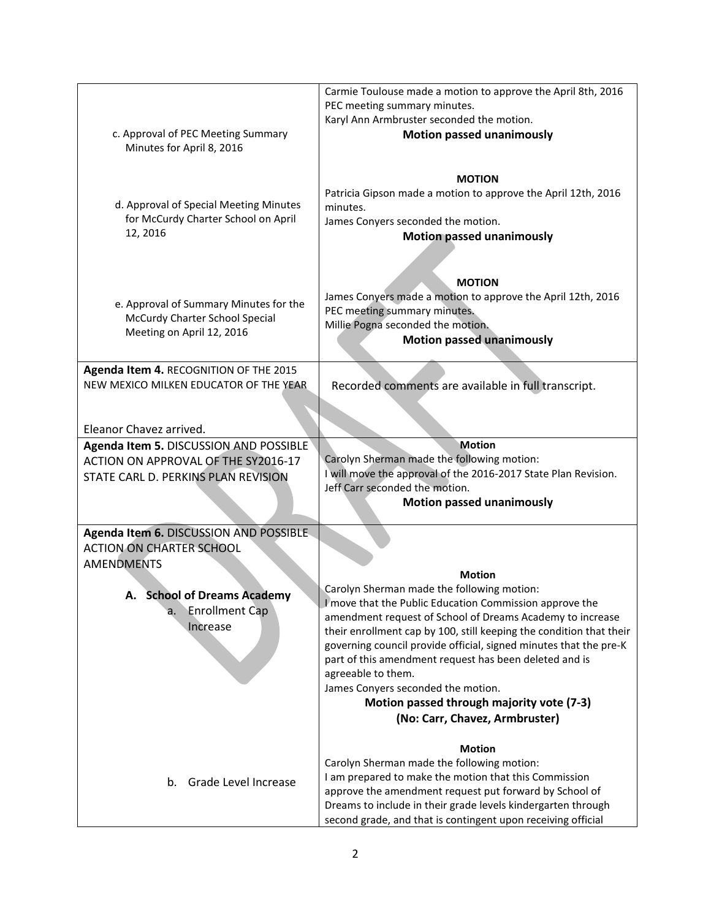| | |
|---|---|
| c. Approval of PEC Meeting Summary Minutes for April 8, 2016 | Carmie Toulouse made a motion to approve the April 8th, 2016 PEC meeting summary minutes.<br>Karyl Ann Armbruster seconded the motion.<br>**Motion passed unanimously** |
| d. Approval of Special Meeting Minutes for McCurdy Charter School on April 12, 2016 | **MOTION**<br>Patricia Gipson made a motion to approve the April 12th, 2016 minutes.<br>James Conyers seconded the motion.<br>**Motion passed unanimously** |
| e. Approval of Summary Minutes for the McCurdy Charter School Special Meeting on April 12, 2016 | **MOTION**<br>James Conyers made a motion to approve the April 12th, 2016 PEC meeting summary minutes.<br>Millie Pogna seconded the motion.<br>**Motion passed unanimously** |
| **Agenda Item 4.** RECOGNITION OF THE 2015 NEW MEXICO MILKEN EDUCATOR OF THE YEAR<br><br>Eleanor Chavez arrived. | Recorded comments are available in full transcript. |
| **Agenda Item 5.** DISCUSSION AND POSSIBLE ACTION ON APPROVAL OF THE SY2016-17 STATE CARL D. PERKINS PLAN REVISION | **Motion**<br>Carolyn Sherman made the following motion:<br>I will move the approval of the 2016-2017 State Plan Revision.<br>Jeff Carr seconded the motion.<br>**Motion passed unanimously** |
| **Agenda Item 6.** DISCUSSION AND POSSIBLE ACTION ON CHARTER SCHOOL AMENDMENTS<br><br>**A. School of Dreams Academy**<br>a. Enrollment Cap Increase | **Motion**<br>Carolyn Sherman made the following motion:<br>I move that the Public Education Commission approve the amendment request of School of Dreams Academy to increase their enrollment cap by 100, still keeping the condition that their governing council provide official, signed minutes that the pre-K part of this amendment request has been deleted and is agreeable to them.<br>James Conyers seconded the motion.<br>**Motion passed through majority vote (7-3)**<br>**(No: Carr, Chavez, Armbruster)** |
| b. Grade Level Increase | **Motion**<br>Carolyn Sherman made the following motion:<br>I am prepared to make the motion that this Commission approve the amendment request put forward by School of Dreams to include in their grade levels kindergarten through second grade, and that is contingent upon receiving official |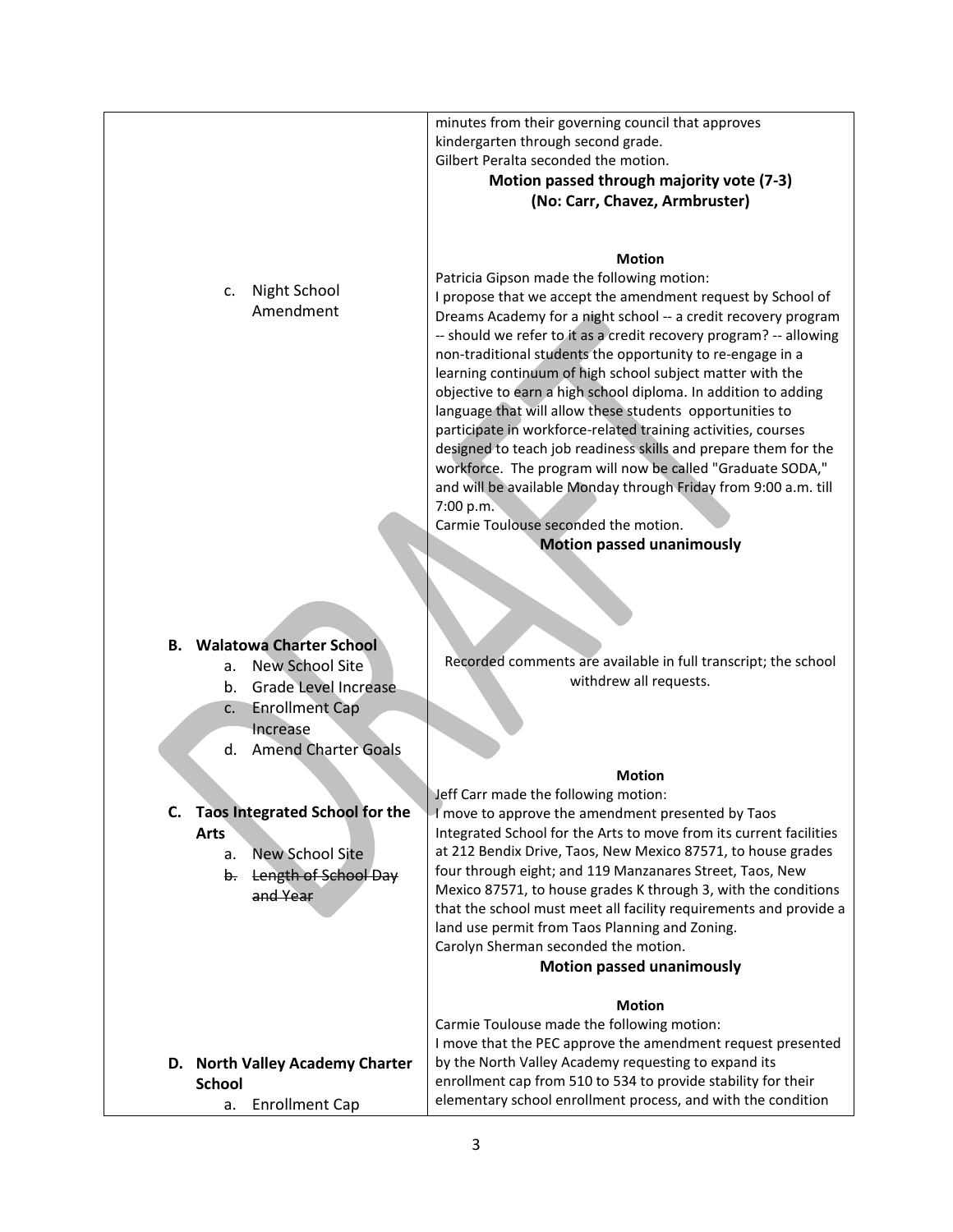| | |
|---|---|
| | minutes from their governing council that approves kindergarten through second grade.<br>Gilbert Peralta seconded the motion.<br>**Motion passed through majority vote (7-3)**<br>**(No: Carr, Chavez, Armbruster)** |
| c. Night School Amendment | **Motion**<br>Patricia Gipson made the following motion:<br>I propose that we accept the amendment request by School of Dreams Academy for a night school -- a credit recovery program -- should we refer to it as a credit recovery program? -- allowing non-traditional students the opportunity to re-engage in a learning continuum of high school subject matter with the objective to earn a high school diploma. In addition to adding language that will allow these students opportunities to participate in workforce-related training activities, courses designed to teach job readiness skills and prepare them for the workforce. The program will now be called "Graduate SODA," and will be available Monday through Friday from 9:00 a.m. till 7:00 p.m.<br>Carmie Toulouse seconded the motion.<br>**Motion passed unanimously** |
| **B. Walatowa Charter School**<br>a. New School Site<br>b. Grade Level Increase<br>c. Enrollment Cap Increase<br>d. Amend Charter Goals | Recorded comments are available in full transcript; the school withdrew all requests. |
| **C. Taos Integrated School for the Arts**<br>a. New School Site<br>b. ~~Length of School Day and Year~~ | **Motion**<br>Jeff Carr made the following motion:<br>I move to approve the amendment presented by Taos Integrated School for the Arts to move from its current facilities at 212 Bendix Drive, Taos, New Mexico 87571, to house grades four through eight; and 119 Manzanares Street, Taos, New Mexico 87571, to house grades K through 3, with the conditions that the school must meet all facility requirements and provide a land use permit from Taos Planning and Zoning.<br>Carolyn Sherman seconded the motion.<br>**Motion passed unanimously** |
| **D. North Valley Academy Charter School**<br>a. Enrollment Cap | **Motion**<br>Carmie Toulouse made the following motion:<br>I move that the PEC approve the amendment request presented by the North Valley Academy requesting to expand its enrollment cap from 510 to 534 to provide stability for their elementary school enrollment process, and with the condition |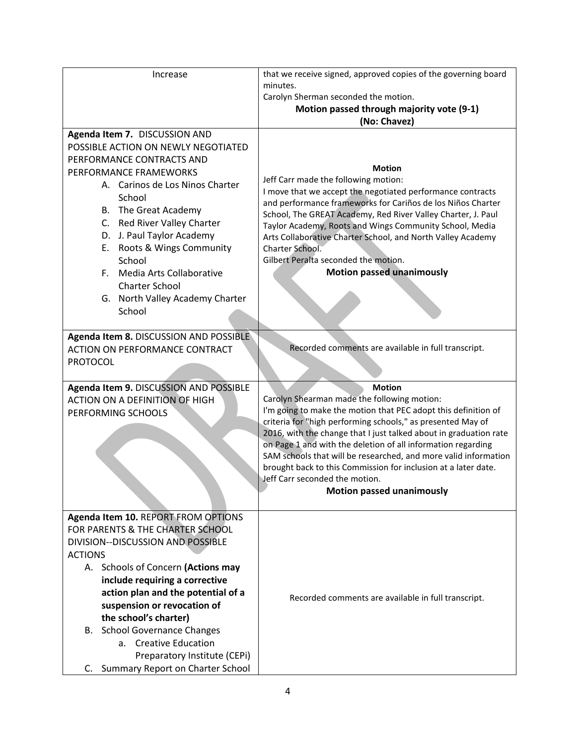| Increase | that we receive signed, approved copies of the governing board minutes.<br>Carolyn Sherman seconded the motion.<br>**Motion passed through majority vote (9-1)**<br>**(No: Chavez)** |
|---|---|
| **Agenda Item 7.** DISCUSSION AND POSSIBLE ACTION ON NEWLY NEGOTIATED PERFORMANCE CONTRACTS AND PERFORMANCE FRAMEWORKS<br>A. Carinos de Los Ninos Charter School<br>B. The Great Academy<br>C. Red River Valley Charter<br>D. J. Paul Taylor Academy<br>E. Roots & Wings Community School<br>F. Media Arts Collaborative Charter School<br>G. North Valley Academy Charter School | **Motion**<br>Jeff Carr made the following motion:<br>I move that we accept the negotiated performance contracts and performance frameworks for Cariños de los Niños Charter School, The GREAT Academy, Red River Valley Charter, J. Paul Taylor Academy, Roots and Wings Community School, Media Arts Collaborative Charter School, and North Valley Academy Charter School.<br>Gilbert Peralta seconded the motion.<br>**Motion passed unanimously** |
| **Agenda Item 8.** DISCUSSION AND POSSIBLE ACTION ON PERFORMANCE CONTRACT PROTOCOL | Recorded comments are available in full transcript. |
| **Agenda Item 9.** DISCUSSION AND POSSIBLE ACTION ON A DEFINITION OF HIGH PERFORMING SCHOOLS | **Motion**<br>Carolyn Shearman made the following motion:<br>I'm going to make the motion that PEC adopt this definition of criteria for "high performing schools," as presented May of 2016, with the change that I just talked about in graduation rate on Page 1 and with the deletion of all information regarding SAM schools that will be researched, and more valid information brought back to this Commission for inclusion at a later date.<br>Jeff Carr seconded the motion.<br>**Motion passed unanimously** |
| **Agenda Item 10.** REPORT FROM OPTIONS FOR PARENTS & THE CHARTER SCHOOL DIVISION--DISCUSSION AND POSSIBLE ACTIONS<br>A. Schools of Concern **(Actions may include requiring a corrective action plan and the potential of a suspension or revocation of the school's charter)**<br>B. School Governance Changes<br>a. Creative Education Preparatory Institute (CEPi)<br>C. Summary Report on Charter School | Recorded comments are available in full transcript. |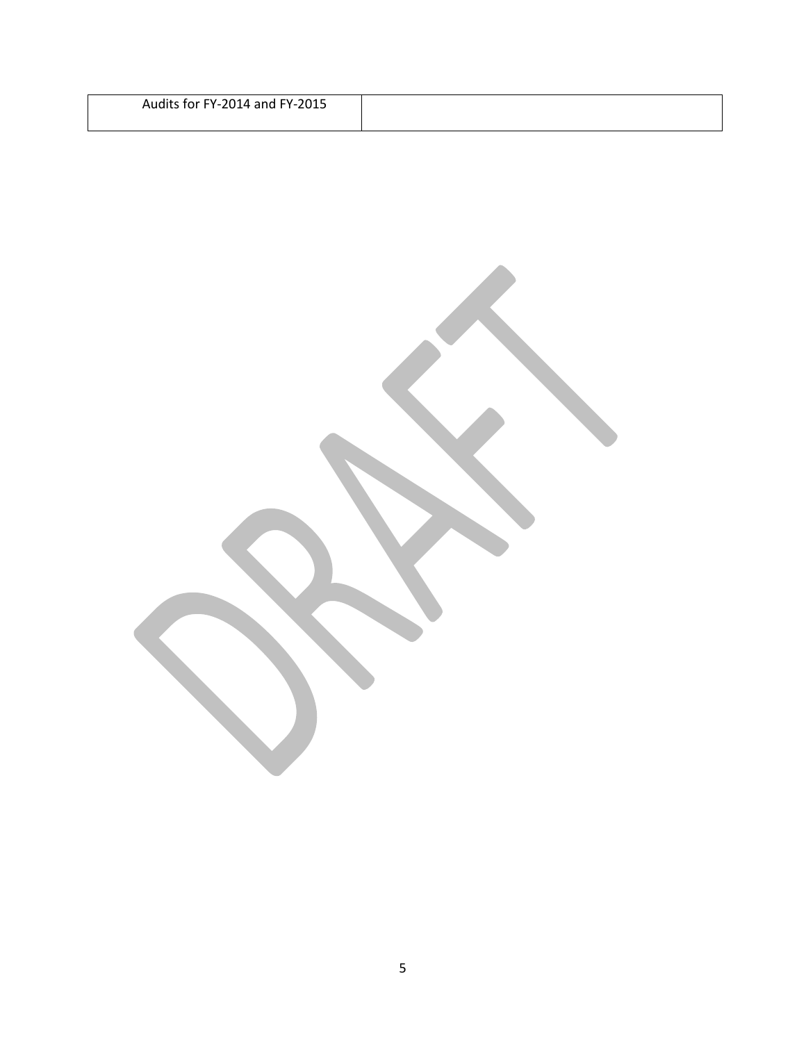| Audits for FY-2014 and FY-2015 | |
|---|---|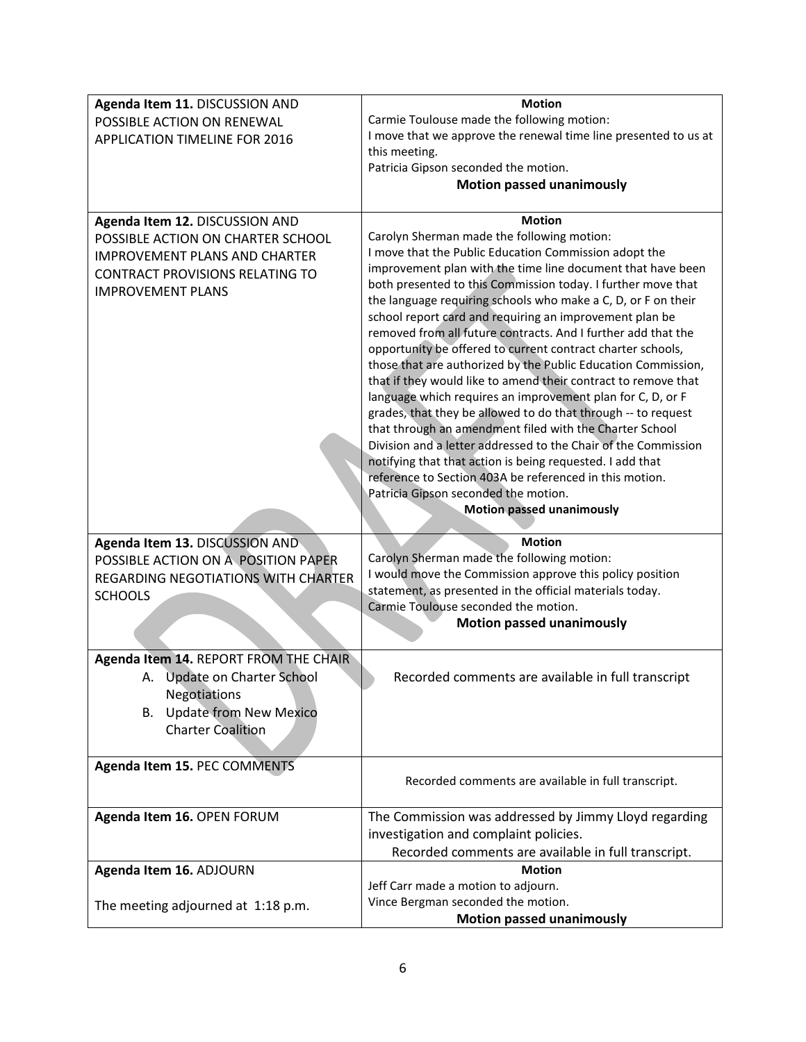| | |
|---|---|
| **Agenda Item 11.** DISCUSSION AND POSSIBLE ACTION ON RENEWAL APPLICATION TIMELINE FOR 2016 | **Motion**<br>Carmie Toulouse made the following motion:<br>I move that we approve the renewal time line presented to us at this meeting.<br>Patricia Gipson seconded the motion.<br>**Motion passed unanimously** |
| **Agenda Item 12.** DISCUSSION AND POSSIBLE ACTION ON CHARTER SCHOOL IMPROVEMENT PLANS AND CHARTER CONTRACT PROVISIONS RELATING TO IMPROVEMENT PLANS | **Motion**<br>Carolyn Sherman made the following motion:<br>I move that the Public Education Commission adopt the improvement plan with the time line document that have been both presented to this Commission today. I further move that the language requiring schools who make a C, D, or F on their school report card and requiring an improvement plan be removed from all future contracts. And I further add that the opportunity be offered to current contract charter schools, those that are authorized by the Public Education Commission, that if they would like to amend their contract to remove that language which requires an improvement plan for C, D, or F grades, that they be allowed to do that through -- to request that through an amendment filed with the Charter School Division and a letter addressed to the Chair of the Commission notifying that that action is being requested. I add that reference to Section 403A be referenced in this motion.<br>Patricia Gipson seconded the motion.<br>**Motion passed unanimously** |
| **Agenda Item 13.** DISCUSSION AND POSSIBLE ACTION ON A POSITION PAPER REGARDING NEGOTIATIONS WITH CHARTER SCHOOLS | **Motion**<br>Carolyn Sherman made the following motion:<br>I would move the Commission approve this policy position statement, as presented in the official materials today.<br>Carmie Toulouse seconded the motion.<br>**Motion passed unanimously** |
| **Agenda Item 14.** REPORT FROM THE CHAIR<br>A. Update on Charter School Negotiations<br>B. Update from New Mexico Charter Coalition | Recorded comments are available in full transcript |
| **Agenda Item 15.** PEC COMMENTS | Recorded comments are available in full transcript. |
| **Agenda Item 16.** OPEN FORUM | The Commission was addressed by Jimmy Lloyd regarding investigation and complaint policies.<br>Recorded comments are available in full transcript. |
| **Agenda Item 16.** ADJOURN<br><br>The meeting adjourned at 1:18 p.m. | **Motion**<br>Jeff Carr made a motion to adjourn.<br>Vince Bergman seconded the motion.<br>**Motion passed unanimously** |